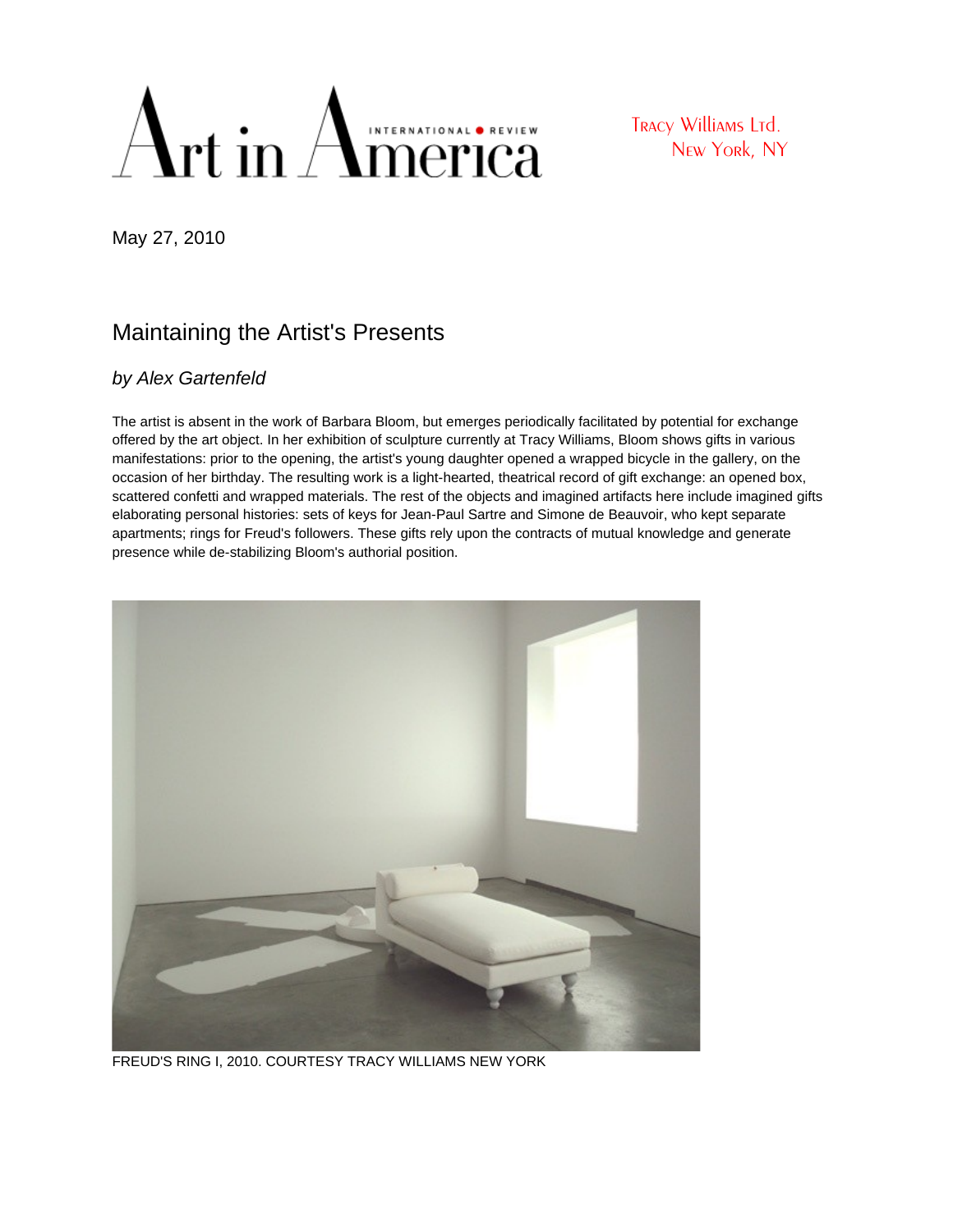Art in America

INTERNATIONAL REVIEW

Tracy Williams Ltd.
New York, NY

May 27, 2010

# Maintaining the Artist's Presents

*by Alex Gartenfeld*

The artist is absent in the work of Barbara Bloom, but emerges periodically facilitated by potential for exchange offered by the art object. In her exhibition of sculpture currently at Tracy Williams, Bloom shows gifts in various manifestations: prior to the opening, the artist's young daughter opened a wrapped bicycle in the gallery, on the occasion of her birthday. The resulting work is a light-hearted, theatrical record of gift exchange: an opened box, scattered confetti and wrapped materials. The rest of the objects and imagined artifacts here include imagined gifts elaborating personal histories: sets of keys for Jean-Paul Sartre and Simone de Beauvoir, who kept separate apartments; rings for Freud's followers. These gifts rely upon the contracts of mutual knowledge and generate presence while de-stabilizing Bloom's authorial position.

FREUD'S RING I, 2010. COURTESY TRACY WILLIAMS NEW YORK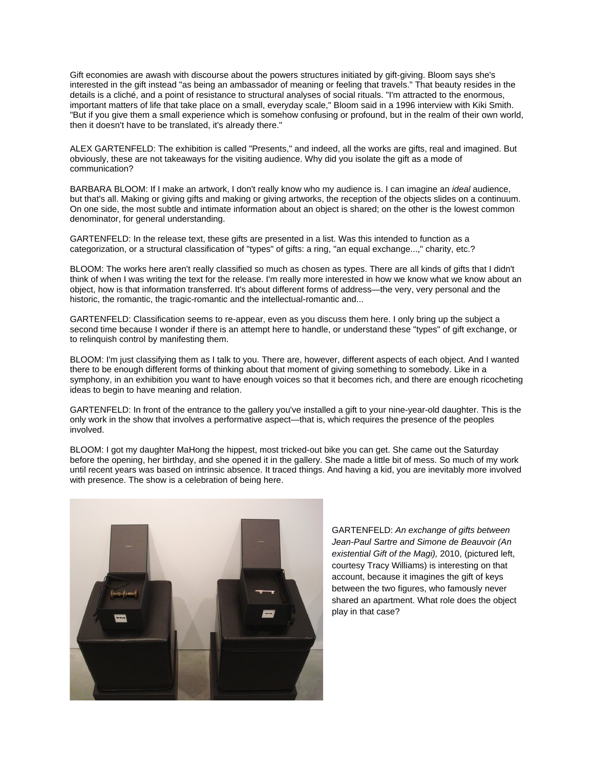Gift economies are awash with discourse about the powers structures initiated by gift-giving. Bloom says she's interested in the gift instead "as being an ambassador of meaning or feeling that travels." That beauty resides in the details is a cliché, and a point of resistance to structural analyses of social rituals. "I'm attracted to the enormous, important matters of life that take place on a small, everyday scale," Bloom said in a 1996 interview with Kiki Smith. "But if you give them a small experience which is somehow confusing or profound, but in the realm of their own world, then it doesn't have to be translated, it's already there."

ALEX GARTENFELD: The exhibition is called "Presents," and indeed, all the works are gifts, real and imagined. But obviously, these are not takeaways for the visiting audience. Why did you isolate the gift as a mode of communication?

BARBARA BLOOM: If I make an artwork, I don't really know who my audience is. I can imagine an *ideal* audience, but that's all. Making or giving gifts and making or giving artworks, the reception of the objects slides on a continuum. On one side, the most subtle and intimate information about an object is shared; on the other is the lowest common denominator, for general understanding.

GARTENFELD: In the release text, these gifts are presented in a list. Was this intended to function as a categorization, or a structural classification of "types" of gifts: a ring, "an equal exchange...," charity, etc.?

BLOOM: The works here aren't really classified so much as chosen as types. There are all kinds of gifts that I didn't think of when I was writing the text for the release. I'm really more interested in how we know what we know about an object, how is that information transferred. It's about different forms of address—the very, very personal and the historic, the romantic, the tragic-romantic and the intellectual-romantic and...

GARTENFELD: Classification seems to re-appear, even as you discuss them here. I only bring up the subject a second time because I wonder if there is an attempt here to handle, or understand these "types" of gift exchange, or to relinquish control by manifesting them.

BLOOM: I'm just classifying them as I talk to you. There are, however, different aspects of each object. And I wanted there to be enough different forms of thinking about that moment of giving something to somebody. Like in a symphony, in an exhibition you want to have enough voices so that it becomes rich, and there are enough ricocheting ideas to begin to have meaning and relation.

GARTENFELD: In front of the entrance to the gallery you've installed a gift to your nine-year-old daughter. This is the only work in the show that involves a performative aspect—that is, which requires the presence of the peoples involved.

BLOOM: I got my daughter MaHong the hippest, most tricked-out bike you can get. She came out the Saturday before the opening, her birthday, and she opened it in the gallery. She made a little bit of mess. So much of my work until recent years was based on intrinsic absence. It traced things. And having a kid, you are inevitably more involved with presence. The show is a celebration of being here.

GARTENFELD: *An exchange of gifts between Jean-Paul Sartre and Simone de Beauvoir (An existential Gift of the Magi),* 2010, (pictured left, courtesy Tracy Williams) is interesting on that account, because it imagines the gift of keys between the two figures, who famously never shared an apartment. What role does the object play in that case?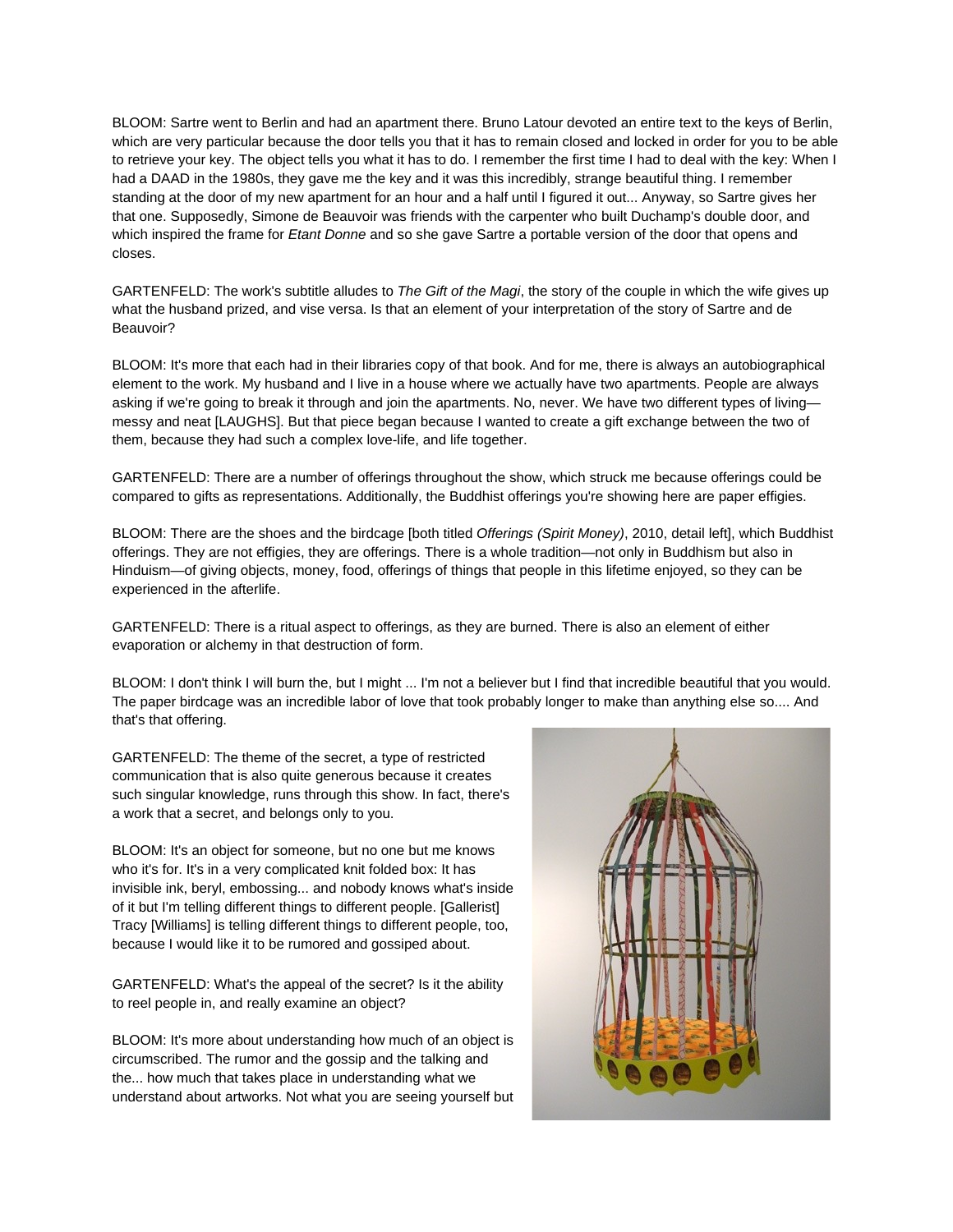BLOOM: Sartre went to Berlin and had an apartment there. Bruno Latour devoted an entire text to the keys of Berlin, which are very particular because the door tells you that it has to remain closed and locked in order for you to be able to retrieve your key. The object tells you what it has to do. I remember the first time I had to deal with the key: When I had a DAAD in the 1980s, they gave me the key and it was this incredibly, strange beautiful thing. I remember standing at the door of my new apartment for an hour and a half until I figured it out... Anyway, so Sartre gives her that one. Supposedly, Simone de Beauvoir was friends with the carpenter who built Duchamp's double door, and which inspired the frame for *Etant Donne* and so she gave Sartre a portable version of the door that opens and closes.

GARTENFELD: The work's subtitle alludes to *The Gift of the Magi*, the story of the couple in which the wife gives up what the husband prized, and vise versa. Is that an element of your interpretation of the story of Sartre and de Beauvoir?

BLOOM: It's more that each had in their libraries copy of that book. And for me, there is always an autobiographical element to the work. My husband and I live in a house where we actually have two apartments. People are always asking if we're going to break it through and join the apartments. No, never. We have two different types of living—messy and neat [LAUGHS]. But that piece began because I wanted to create a gift exchange between the two of them, because they had such a complex love-life, and life together.

GARTENFELD: There are a number of offerings throughout the show, which struck me because offerings could be compared to gifts as representations. Additionally, the Buddhist offerings you're showing here are paper effigies.

BLOOM: There are the shoes and the birdcage [both titled *Offerings (Spirit Money)*, 2010, detail left], which Buddhist offerings. They are not effigies, they are offerings. There is a whole tradition—not only in Buddhism but also in Hinduism—of giving objects, money, food, offerings of things that people in this lifetime enjoyed, so they can be experienced in the afterlife.

GARTENFELD: There is a ritual aspect to offerings, as they are burned. There is also an element of either evaporation or alchemy in that destruction of form.

BLOOM: I don't think I will burn the, but I might ... I'm not a believer but I find that incredible beautiful that you would. The paper birdcage was an incredible labor of love that took probably longer to make than anything else so.... And that's that offering.

GARTENFELD: The theme of the secret, a type of restricted communication that is also quite generous because it creates such singular knowledge, runs through this show. In fact, there's a work that a secret, and belongs only to you.

BLOOM: It's an object for someone, but no one but me knows who it's for. It's in a very complicated knit folded box: It has invisible ink, beryl, embossing... and nobody knows what's inside of it but I'm telling different things to different people. [Gallerist] Tracy [Williams] is telling different things to different people, too, because I would like it to be rumored and gossiped about.

GARTENFELD: What's the appeal of the secret? Is it the ability to reel people in, and really examine an object?

BLOOM: It's more about understanding how much of an object is circumscribed. The rumor and the gossip and the talking and the... how much that takes place in understanding what we understand about artworks. Not what you are seeing yourself but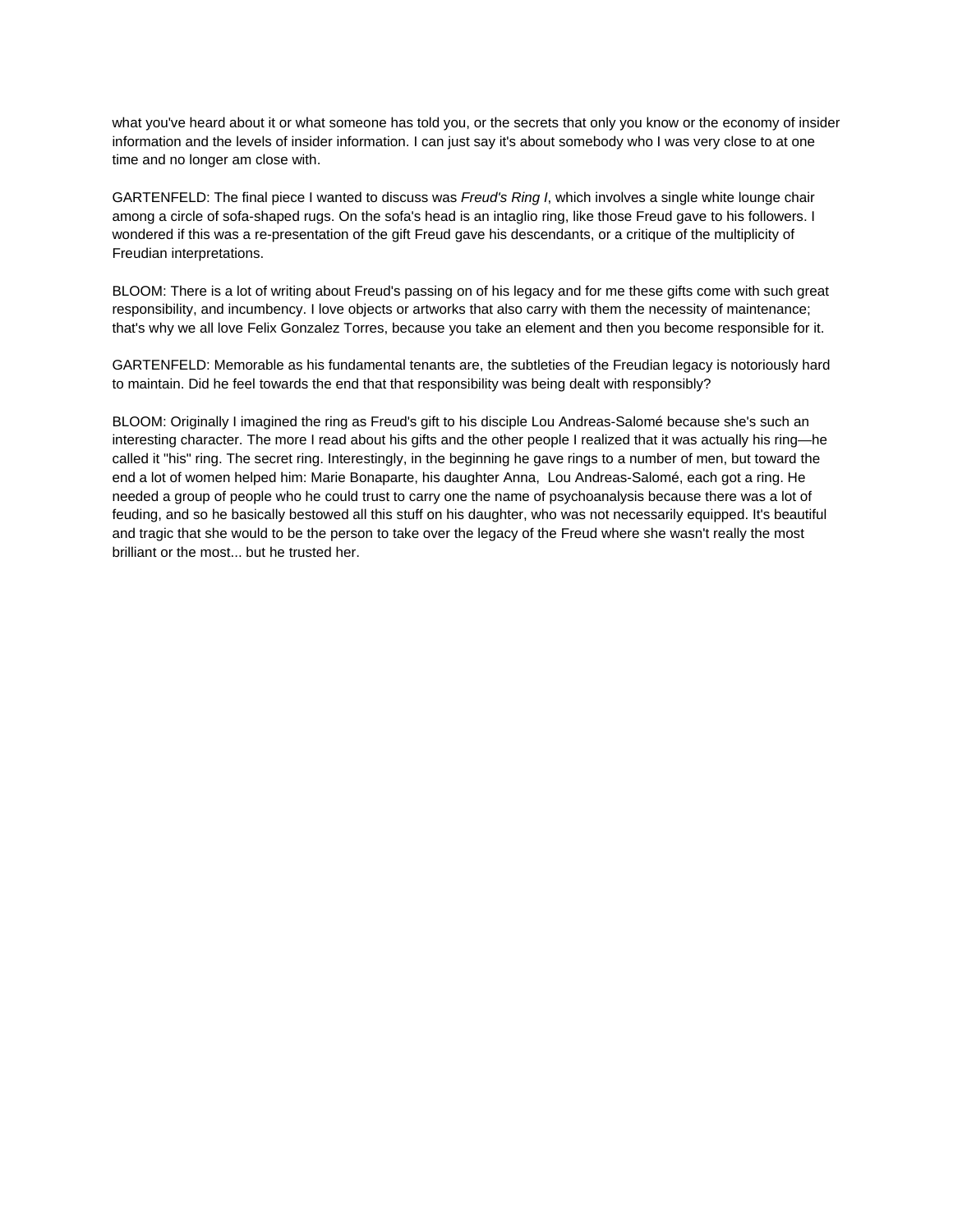what you've heard about it or what someone has told you, or the secrets that only you know or the economy of insider information and the levels of insider information. I can just say it's about somebody who I was very close to at one time and no longer am close with.

GARTENFELD: The final piece I wanted to discuss was *Freud's Ring I*, which involves a single white lounge chair among a circle of sofa-shaped rugs. On the sofa's head is an intaglio ring, like those Freud gave to his followers. I wondered if this was a re-presentation of the gift Freud gave his descendants, or a critique of the multiplicity of Freudian interpretations.

BLOOM: There is a lot of writing about Freud's passing on of his legacy and for me these gifts come with such great responsibility, and incumbency. I love objects or artworks that also carry with them the necessity of maintenance; that's why we all love Felix Gonzalez Torres, because you take an element and then you become responsible for it.

GARTENFELD: Memorable as his fundamental tenants are, the subtleties of the Freudian legacy is notoriously hard to maintain. Did he feel towards the end that that responsibility was being dealt with responsibly?

BLOOM: Originally I imagined the ring as Freud's gift to his disciple Lou Andreas-Salomé because she's such an interesting character. The more I read about his gifts and the other people I realized that it was actually his ring—he called it "his" ring. The secret ring. Interestingly, in the beginning he gave rings to a number of men, but toward the end a lot of women helped him: Marie Bonaparte, his daughter Anna, Lou Andreas-Salomé, each got a ring. He needed a group of people who he could trust to carry one the name of psychoanalysis because there was a lot of feuding, and so he basically bestowed all this stuff on his daughter, who was not necessarily equipped. It's beautiful and tragic that she would to be the person to take over the legacy of the Freud where she wasn't really the most brilliant or the most... but he trusted her.